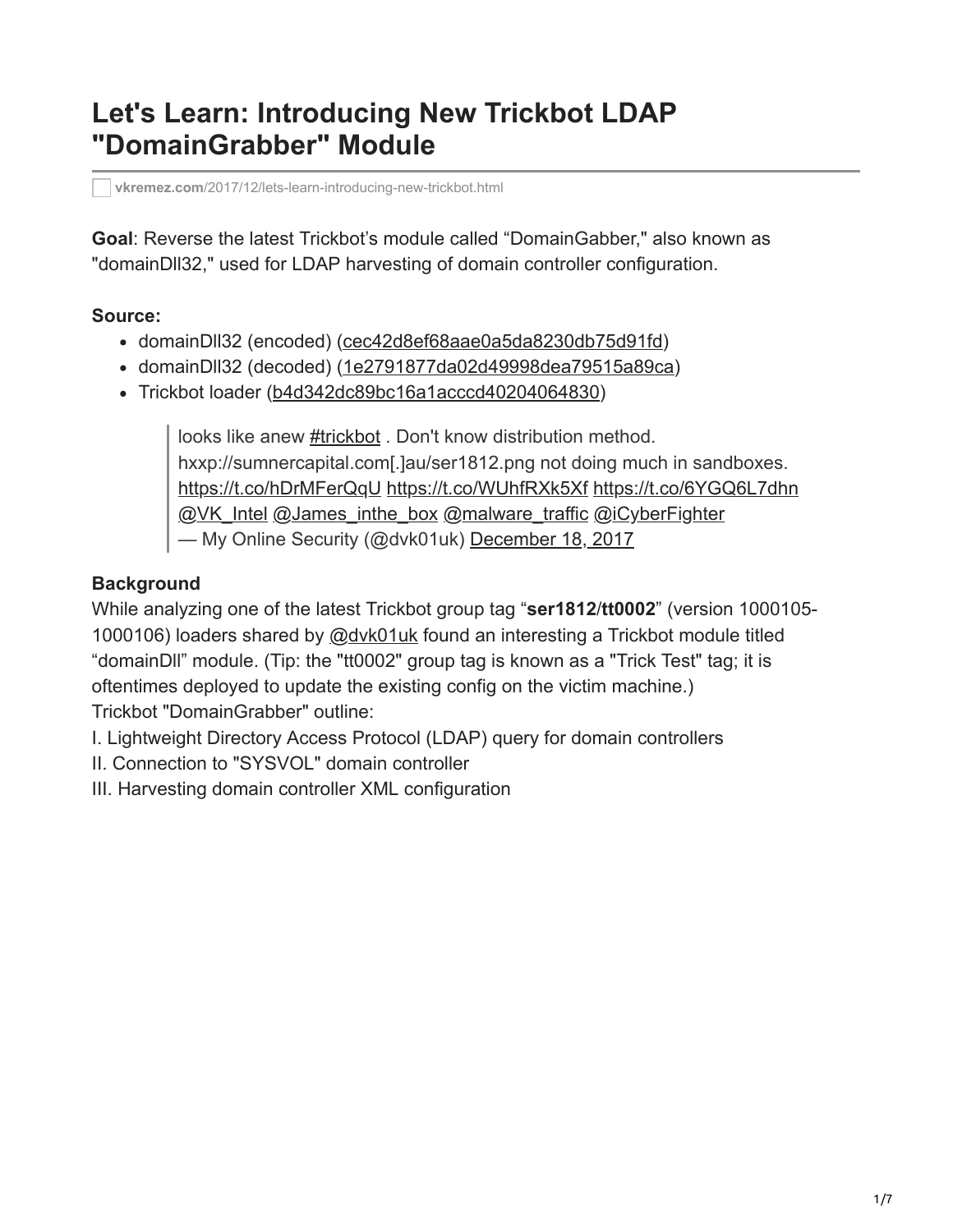# Let's Learn: Introducing New Trickbot LDAP "DomainGrabber" Module

vkremez.com/2017/12/lets-learn-introducing-new-trickbot.html

**Goal**: Reverse the latest Trickbot's module called "DomainGabber," also known as "domainDll32," used for LDAP harvesting of domain controller configuration.

**Source:**

- domainDll32 (encoded) (cec42d8ef68aae0a5da8230db75d91fd)
- domainDll32 (decoded) (1e2791877da02d49998dea79515a89ca)
- Trickbot loader (b4d342dc89bc16a1acccd40204064830)

> looks like anew #trickbot . Don't know distribution method. hxxp://sumnercapital.com[.]au/ser1812.png not doing much in sandboxes. https://t.co/hDrMFerQqU https://t.co/WUhfRXk5Xf https://t.co/6YGQ6L7dhn @VK_Intel @James_inthe_box @malware_traffic @iCyberFighter
> — My Online Security (@dvk01uk) December 18, 2017

**Background**

While analyzing one of the latest Trickbot group tag "**ser1812/tt0002**" (version 1000105-1000106) loaders shared by @dvk01uk found an interesting a Trickbot module titled "domainDll" module. (Tip: the "tt0002" group tag is known as a "Trick Test" tag; it is oftentimes deployed to update the existing config on the victim machine.)

Trickbot "DomainGrabber" outline:

I. Lightweight Directory Access Protocol (LDAP) query for domain controllers
II. Connection to "SYSVOL" domain controller
III. Harvesting domain controller XML configuration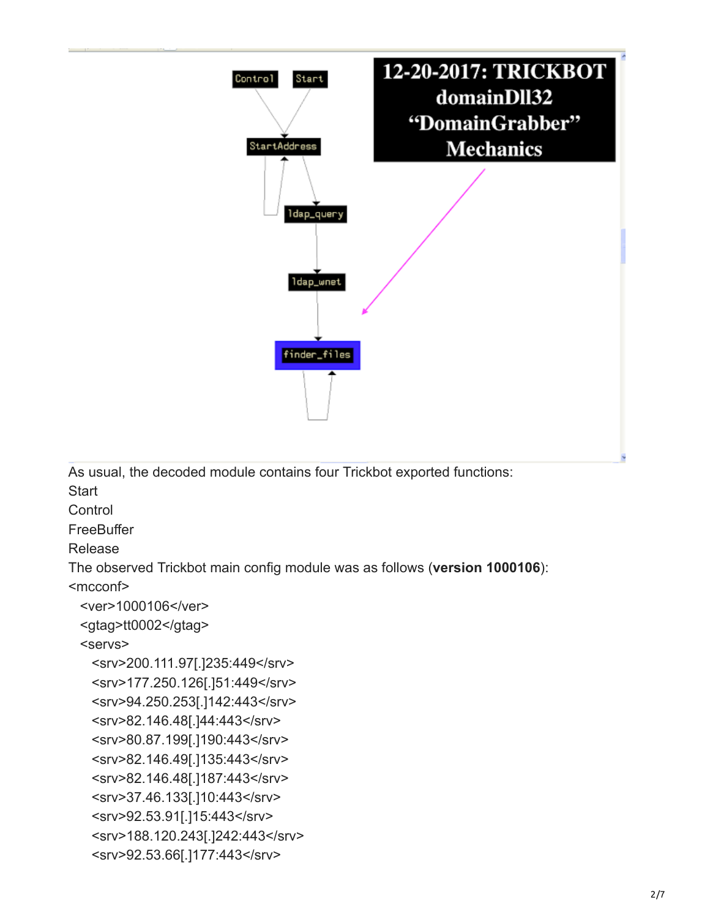As usual, the decoded module contains four Trickbot exported functions:

Start

Control

FreeBuffer

Release

The observed Trickbot main config module was as follows (**version 1000106**):

```
<mcconf>
  <ver>1000106</ver>
  <gtag>tt0002</gtag>
  <servs>
    <srv>200.111.97[.]235:449</srv>
    <srv>177.250.126[.]51:449</srv>
    <srv>94.250.253[.]142:443</srv>
    <srv>82.146.48[.]44:443</srv>
    <srv>80.87.199[.]190:443</srv>
    <srv>82.146.49[.]135:443</srv>
    <srv>82.146.48[.]187:443</srv>
    <srv>37.46.133[.]10:443</srv>
    <srv>92.53.91[.]15:443</srv>
    <srv>188.120.243[.]242:443</srv>
    <srv>92.53.66[.]177:443</srv>
```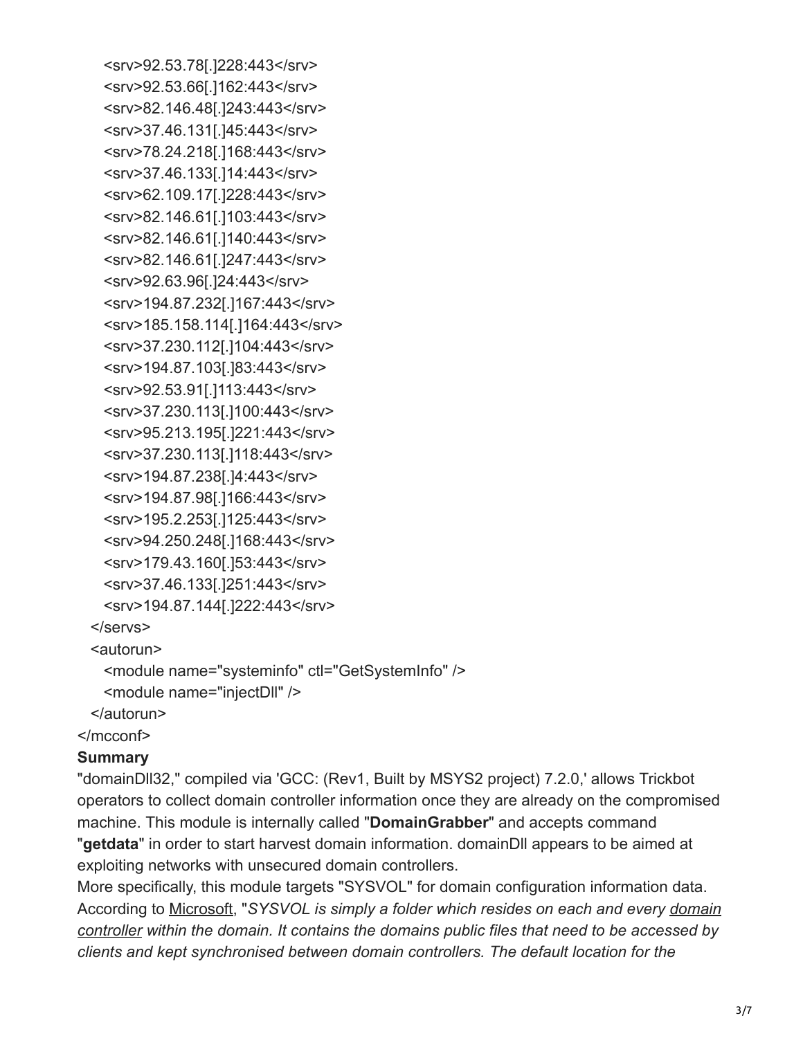```
    <srv>92.53.78[.]228:443</srv>
    <srv>92.53.66[.]162:443</srv>
    <srv>82.146.48[.]243:443</srv>
    <srv>37.46.131[.]45:443</srv>
    <srv>78.24.218[.]168:443</srv>
    <srv>37.46.133[.]14:443</srv>
    <srv>62.109.17[.]228:443</srv>
    <srv>82.146.61[.]103:443</srv>
    <srv>82.146.61[.]140:443</srv>
    <srv>82.146.61[.]247:443</srv>
    <srv>92.63.96[.]24:443</srv>
    <srv>194.87.232[.]167:443</srv>
    <srv>185.158.114[.]164:443</srv>
    <srv>37.230.112[.]104:443</srv>
    <srv>194.87.103[.]83:443</srv>
    <srv>92.53.91[.]113:443</srv>
    <srv>37.230.113[.]100:443</srv>
    <srv>95.213.195[.]221:443</srv>
    <srv>37.230.113[.]118:443</srv>
    <srv>194.87.238[.]4:443</srv>
    <srv>194.87.98[.]166:443</srv>
    <srv>195.2.253[.]125:443</srv>
    <srv>94.250.248[.]168:443</srv>
    <srv>179.43.160[.]53:443</srv>
    <srv>37.46.133[.]251:443</srv>
    <srv>194.87.144[.]222:443</srv>
  </servs>
  <autorun>
    <module name="systeminfo" ctl="GetSystemInfo" />
    <module name="injectDll" />
  </autorun>
</mcconf>
```

**Summary**

"domainDll32," compiled via 'GCC: (Rev1, Built by MSYS2 project) 7.2.0,' allows Trickbot operators to collect domain controller information once they are already on the compromised machine. This module is internally called "**DomainGrabber**" and accepts command "**getdata**" in order to start harvest domain information. domainDll appears to be aimed at exploiting networks with unsecured domain controllers.

More specifically, this module targets "SYSVOL" for domain configuration information data. According to Microsoft, "*SYSVOL is simply a folder which resides on each and every domain controller within the domain. It contains the domains public files that need to be accessed by clients and kept synchronised between domain controllers. The default location for the*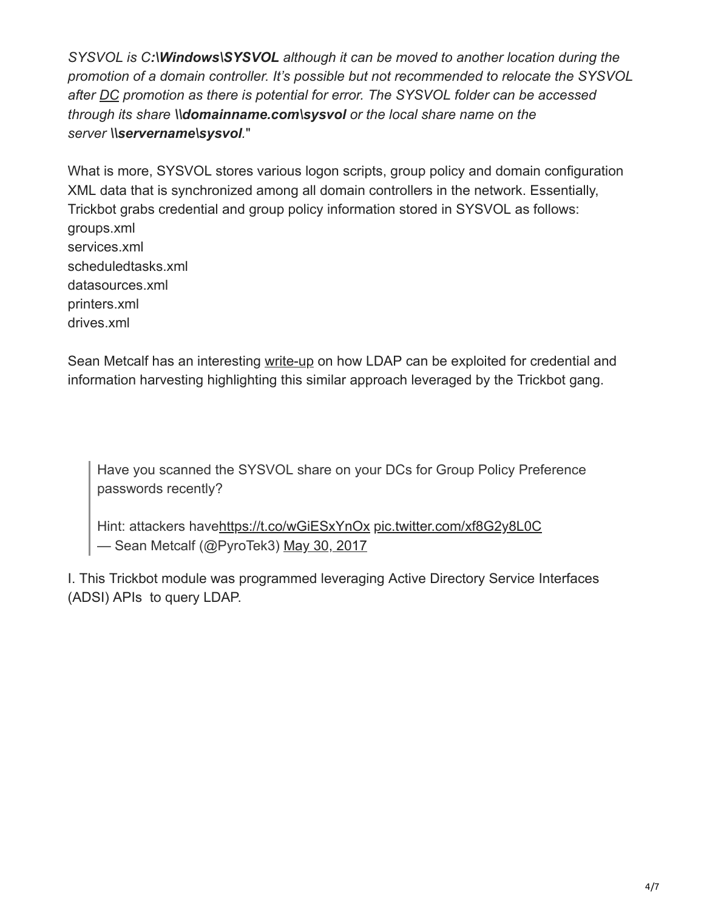*SYSVOL is C**:\Windows\SYSVOL** although it can be moved to another location during the promotion of a domain controller. It's possible but not recommended to relocate the SYSVOL after DC promotion as there is potential for error. The SYSVOL folder can be accessed through its share **\\domainname.com\sysvol** or the local share name on the server **\\servername\sysvol**.*"

What is more, SYSVOL stores various logon scripts, group policy and domain configuration XML data that is synchronized among all domain controllers in the network. Essentially, Trickbot grabs credential and group policy information stored in SYSVOL as follows:
groups.xml
services.xml
scheduledtasks.xml
datasources.xml
printers.xml
drives.xml

Sean Metcalf has an interesting write-up on how LDAP can be exploited for credential and information harvesting highlighting this similar approach leveraged by the Trickbot gang.

> Have you scanned the SYSVOL share on your DCs for Group Policy Preference passwords recently?
>
> Hint: attackers havehttps://t.co/wGiESxYnOx pic.twitter.com/xf8G2y8L0C
> — Sean Metcalf (@PyroTek3) May 30, 2017

I. This Trickbot module was programmed leveraging Active Directory Service Interfaces (ADSI) APIs to query LDAP.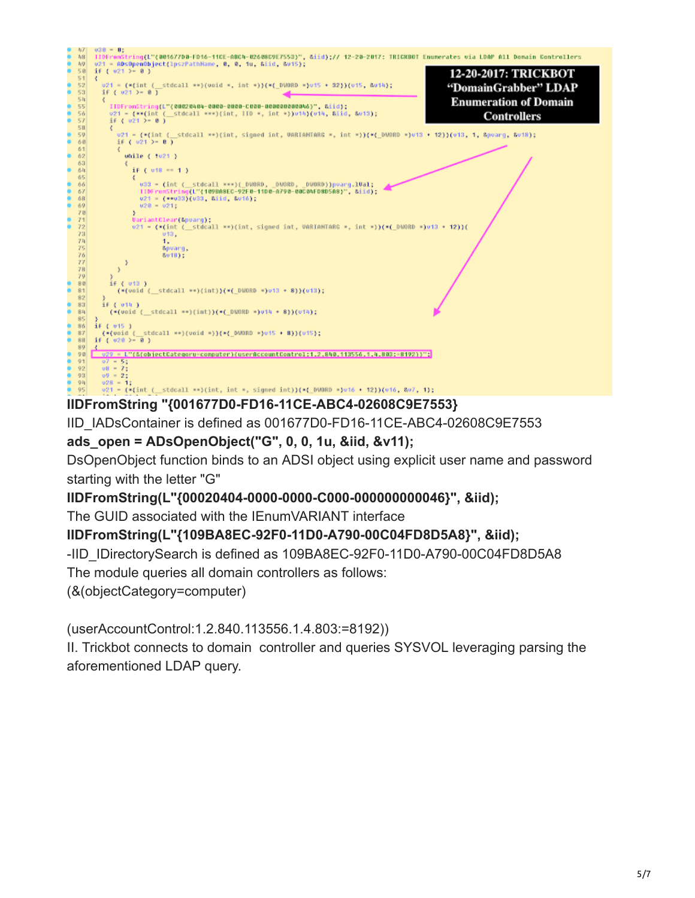```
47   v30 = 0;
48   IIDFromString(L"{001677D0-FD16-11CE-ABC4-02608C9E7553}", &iid);// 12-20-2017: TRICKBOT Enumerates via LDAP All Domain Controllers
49   v21 = ADsOpenObject(lpszPathName, 0, 0, 1u, &iid, &v15);
50   if ( v21 >= 0 )
51   {
52     v21 = (*(int (__stdcall **)(void *, int *))(*(_DWORD *)v15 + 32))(v15, &v14);
53     if ( v21 >= 0 )
54     {
55       IIDFromString(L"{00020404-0000-0000-C000-000000000046}", &iid);
56       v21 = (**(int (__stdcall ***)(int, IID *, int *))v14)(v14, &iid, &v13);
57       if ( v21 >= 0 )
58       {
59         v21 = (*(int (__stdcall **)(int, signed int, VARIANTARG *, int *))(*(_DWORD *)v13 + 12))(v13, 1, &pvarg, &v18);
60         if ( v21 >= 0 )
61         {
62           while ( !v21 )
63           {
64             if ( v18 == 1 )
65             {
66               v33 = (int (__stdcall ***)(_DWORD, _DWORD, _DWORD))pvarg.lVal;
67               IIDFromString(L"{109BA8EC-92F0-11D0-A790-00C04FD8D5A8}", &iid);
68               v21 = (**v33)(v33, &iid, &v16);
69               v20 = v21;
70             }
71             VariantClear(&pvarg);
72             v21 = (*(int (__stdcall **)(int, signed int, VARIANTARG *, int *))(*(_DWORD *)v13 + 12))(
73                     v13,
74                     1,
75                     &pvarg,
76                     &v18);
77           }
78         }
79       }
80       if ( v13 )
81         (*(void (__stdcall **)(int))(*(_DWORD *)v13 + 8))(v13);
82     }
83     if ( v14 )
84       (*(void (__stdcall **)(int))(*(_DWORD *)v14 + 8))(v14);
85   }
86   if ( v15 )
87     (*(void (__stdcall **)(void *))(*(_DWORD *)v15 + 8))(v15);
88   if ( v20 >= 0 )
89   {
90     v29 = L"(&(objectCategory=computer)(userAccountControl:1.2.840.113556.1.4.803:=8192))";
91     v7 = 5;
92     v8 = 7;
93     v9 = 2;
94     v28 = 1;
95     v21 = (*(int (__stdcall **)(int, int *, signed int))(*(_DWORD *)v16 + 12))(v16, &v7, 1);
```

**12-20-2017: TRICKBOT "DomainGrabber" LDAP Enumeration of Domain Controllers**

**IIDFromString "{001677D0-FD16-11CE-ABC4-02608C9E7553}**

IID_IADsContainer is defined as 001677D0-FD16-11CE-ABC4-02608C9E7553

**ads_open = ADsOpenObject("G", 0, 0, 1u, &iid, &v11);**

DsOpenObject function binds to an ADSI object using explicit user name and password starting with the letter "G"

**IIDFromString(L"{00020404-0000-0000-C000-000000000046}", &iid);**

The GUID associated with the IEnumVARIANT interface

**IIDFromString(L"{109BA8EC-92F0-11D0-A790-00C04FD8D5A8}", &iid);**

-IID_IDirectorySearch is defined as 109BA8EC-92F0-11D0-A790-00C04FD8D5A8

The module queries all domain controllers as follows:

(&(objectCategory=computer)

(userAccountControl:1.2.840.113556.1.4.803:=8192))

II. Trickbot connects to domain controller and queries SYSVOL leveraging parsing the aforementioned LDAP query.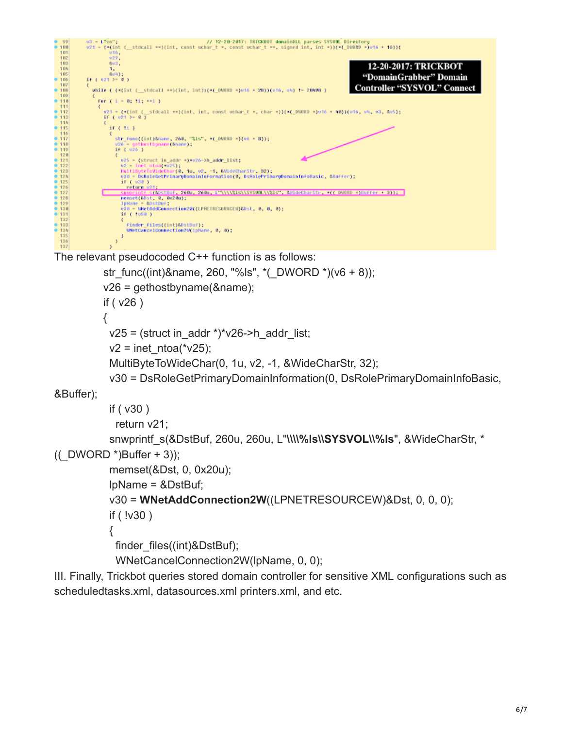The relevant pseudocoded C++ function is as follows:

```
str_func((int)&name, 260, "%ls", *(_DWORD *)(v6 + 8));
v26 = gethostbyname(&name);
if ( v26 )
{
  v25 = (struct in_addr *)*v26->h_addr_list;
  v2 = inet_ntoa(*v25);
  MultiByteToWideChar(0, 1u, v2, -1, &WideCharStr, 32);
  v30 = DsRoleGetPrimaryDomainInformation(0, DsRolePrimaryDomainInfoBasic, &Buffer);
  if ( v30 )
    return v21;
  snwprintf_s(&DstBuf, 260u, 260u, L"\\\\%ls\\SYSVOL\\%ls", &WideCharStr, *((_DWORD *)Buffer + 3));
  memset(&Dst, 0, 0x20u);
  lpName = &DstBuf;
  v30 = WNetAddConnection2W((LPNETRESOURCEW)&Dst, 0, 0, 0);
  if ( !v30 )
  {
    finder_files((int)&DstBuf);
    WNetCancelConnection2W(lpName, 0, 0);
```

III. Finally, Trickbot queries stored domain controller for sensitive XML configurations such as scheduledtasks.xml, datasources.xml printers.xml, and etc.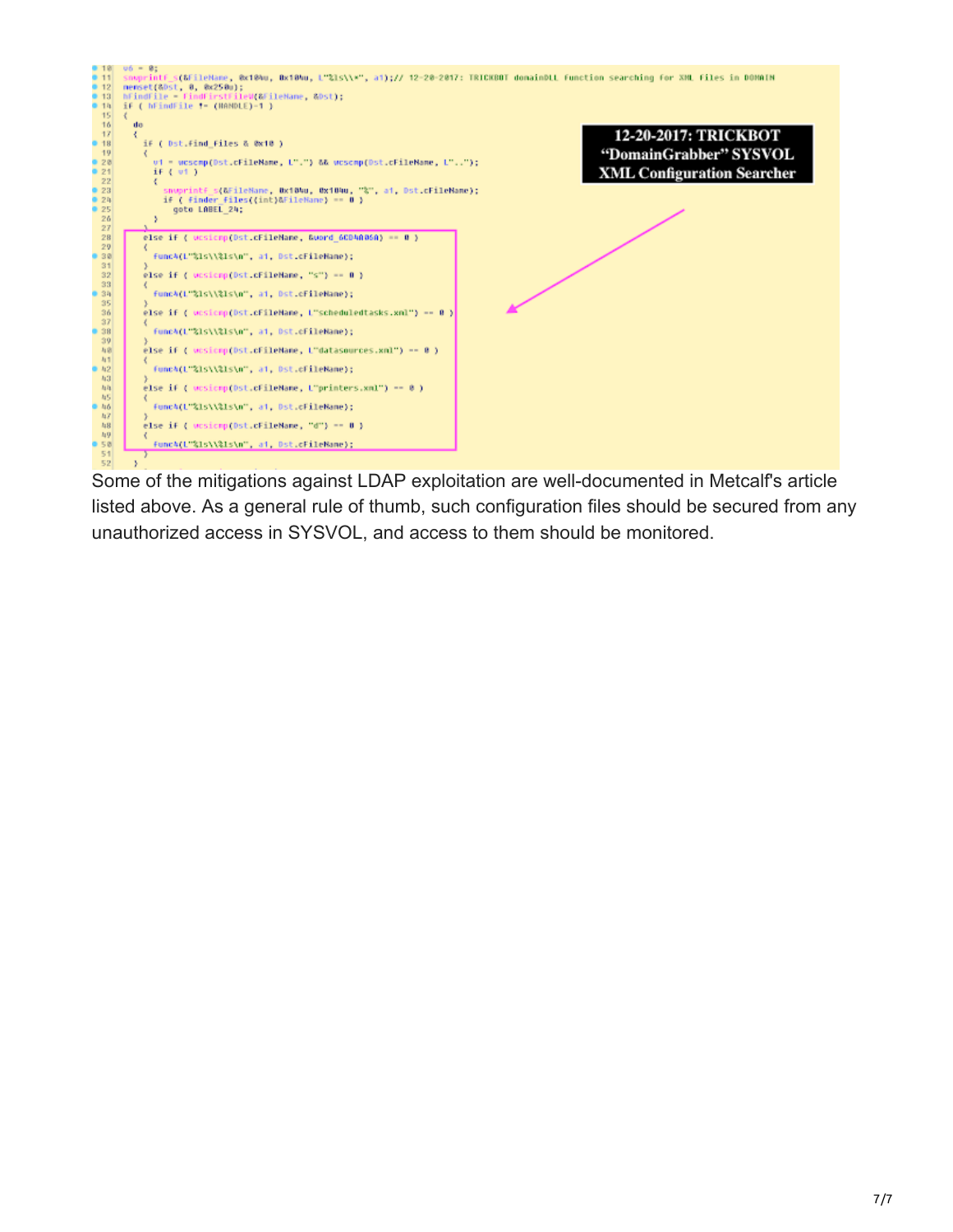```
10  v6 = 0;
11  snwprintf_s(&FileName, 0x104u, 0x104u, L"%ls\\*", a1);// 12-20-2017: TRICKBOT domainDLL function searching for XML files in DOMAIN
12  memset(&Dst, 0, 0x250u);
13  hFindFile = FindFirstFileW(&FileName, &Dst);
14  if ( hFindFile != (HANDLE)-1 )
15  {
16    do
17    {
18      if ( Dst.find_files & 0x10 )
19      {
20        v1 = wcscmp(Dst.cFileName, L".") && wcscmp(Dst.cFileName, L"..");
21        if ( v1 )
22        {
23          snwprintf_s(&FileName, 0x104u, 0x104u, "%", a1, Dst.cFileName);
24          if ( finder_files((int)&FileName) == 0 )
25            goto LABEL_24;
26        }
27      }
28      else if ( wcsicmp(Dst.cFileName, &word_6CD4A06A) == 0 )
29      {
30        func4(L"%ls\\%ls\n", a1, Dst.cFileName);
31      }
32      else if ( wcsicmp(Dst.cFileName, "s") == 0 )
33      {
34        func4(L"%ls\\%ls\n", a1, Dst.cFileName);
35      }
36      else if ( wcsicmp(Dst.cFileName, L"scheduledtasks.xml") == 0 )
37      {
38        func4(L"%ls\\%ls\n", a1, Dst.cFileName);
39      }
40      else if ( wcsicmp(Dst.cFileName, L"datasources.xml") == 0 )
41      {
42        func4(L"%ls\\%ls\n", a1, Dst.cFileName);
43      }
44      else if ( wcsicmp(Dst.cFileName, L"printers.xml") == 0 )
45      {
46        func4(L"%ls\\%ls\n", a1, Dst.cFileName);
47      }
48      else if ( wcsicmp(Dst.cFileName, "d") == 0 )
49      {
50        func4(L"%ls\\%ls\n", a1, Dst.cFileName);
51      }
52    }
```

12-20-2017: TRICKBOT "DomainGrabber" SYSVOL XML Configuration Searcher

Some of the mitigations against LDAP exploitation are well-documented in Metcalf's article listed above. As a general rule of thumb, such configuration files should be secured from any unauthorized access in SYSVOL, and access to them should be monitored.